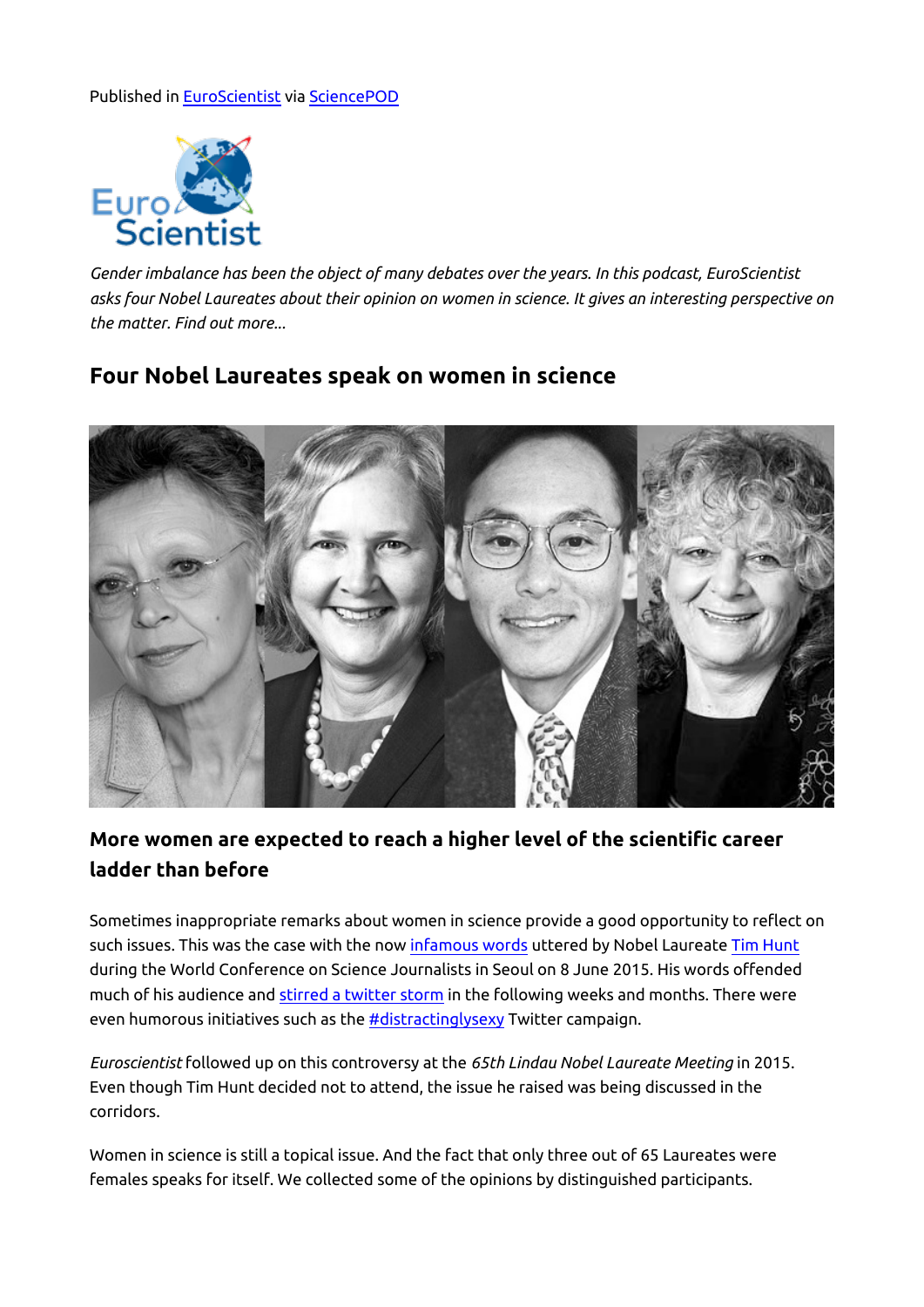Published in EuroScientist via SciencePOD

*Gender imbalance has been the object of many debates over the years. In this podcast, EuroScientist asks four Nobel Laureates about their opinion on women in science. It gives an interesting perspective on the matter. Find out more...*

## Four Nobel Laureates speak on women in science

### More women are expected to reach a higher level of the scientific career ladder than before

Sometimes inappropriate remarks about women in science provide a good opportunity to reflect on such issues. This was the case with the now infamous words uttered by Nobel Laureate Tim Hunt during the World Conference on Science Journalists in Seoul on 8 June 2015. His words offended much of his audience and stirred a twitter storm in the following weeks and months. There were even humorous initiatives such as the #distractinglysexy Twitter campaign.

*Euroscientist* followed up on this controversy at the *65th Lindau Nobel Laureate Meeting* in 2015. Even though Tim Hunt decided not to attend, the issue he raised was being discussed in the corridors.

Women in science is still a topical issue. And the fact that only three out of 65 Laureates were females speaks for itself. We collected some of the opinions by distinguished participants.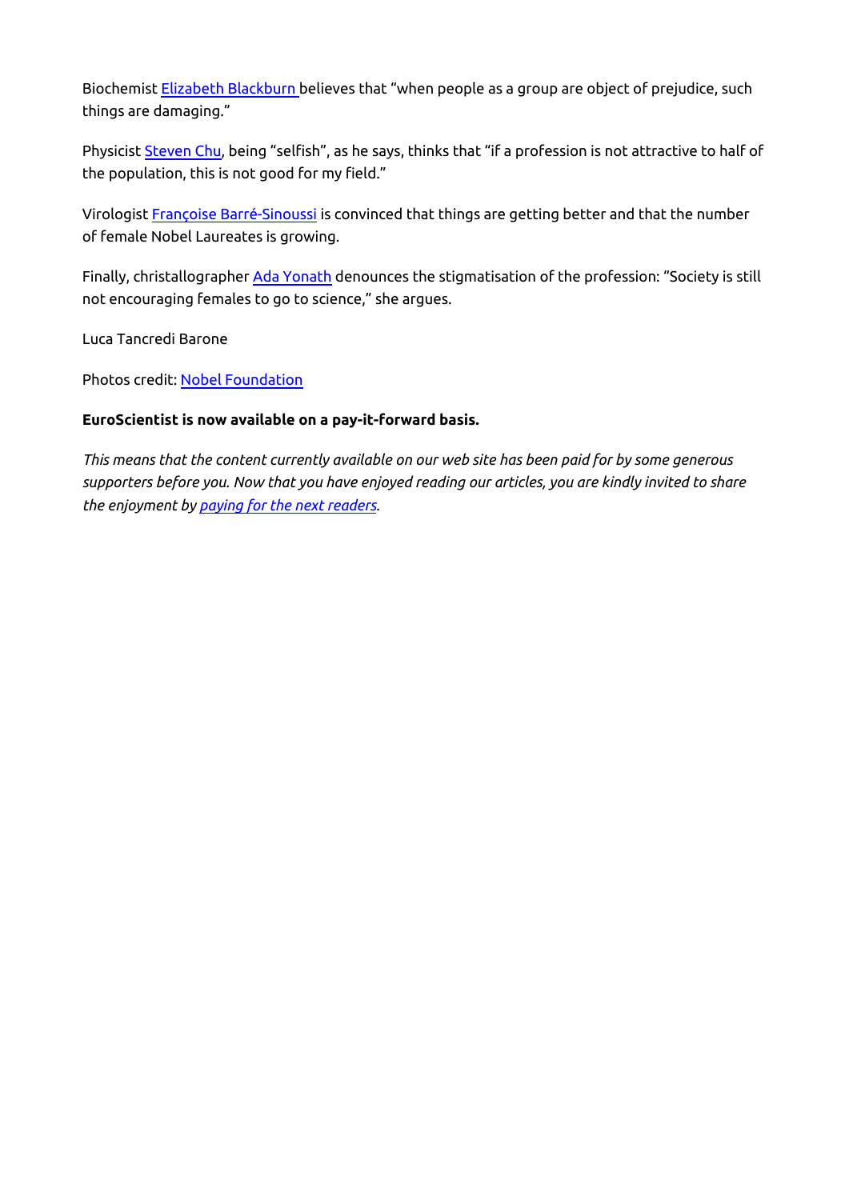Biochemist Elizabeth Blackburn believes that “when people as a group are object of prejudice, such things are damaging.”

Physicist Steven Chu, being “selfish”, as he says, thinks that “if a profession is not attractive to half of the population, this is not good for my field.”

Virologist Françoise Barré-Sinoussi is convinced that things are getting better and that the number of female Nobel Laureates is growing.

Finally, christallographer Ada Yonath denounces the stigmatisation of the profession: “Society is still not encouraging females to go to science,” she argues.

Luca Tancredi Barone

Photos credit: Nobel Foundation

**EuroScientist is now available on a pay-it-forward basis.**

*This means that the content currently available on our web site has been paid for by some generous supporters before you. Now that you have enjoyed reading our articles, you are kindly invited to share the enjoyment by paying for the next readers.*